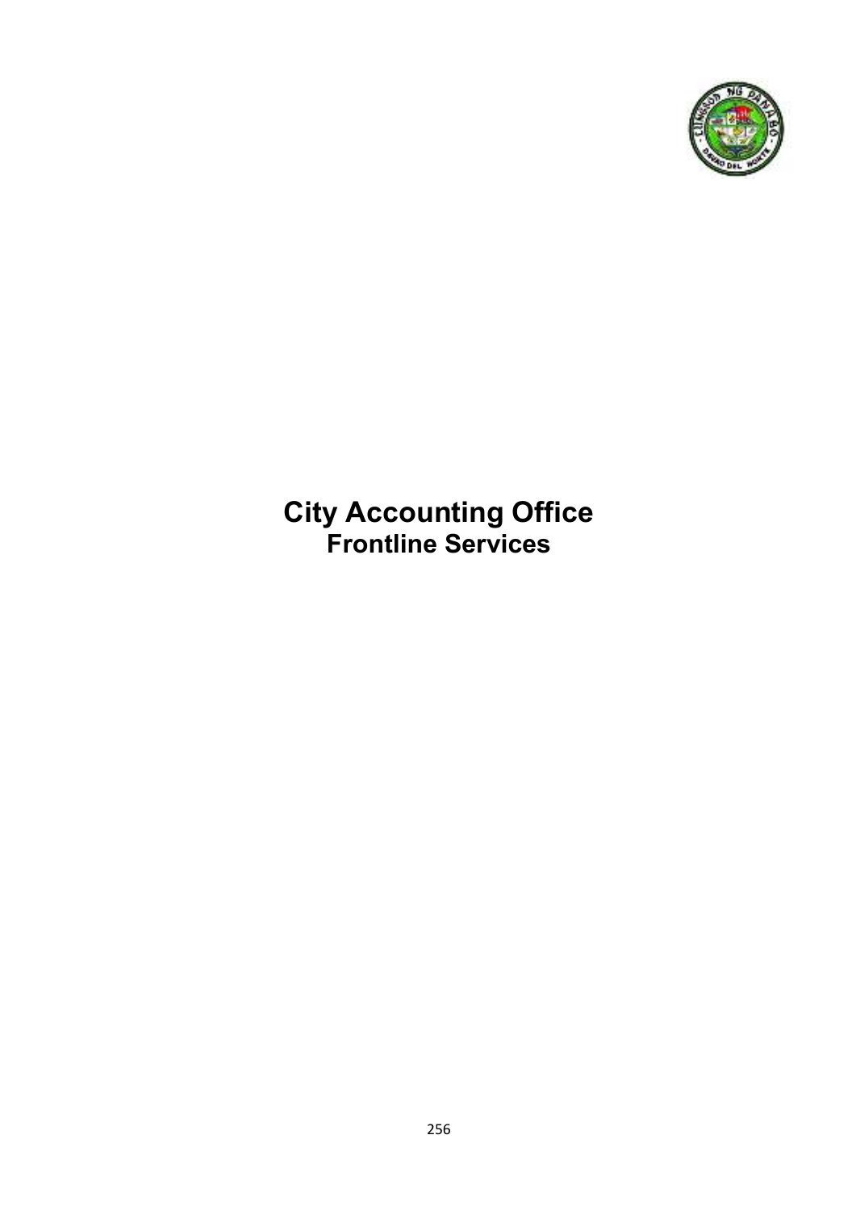# City Accounting Office

## Frontline Services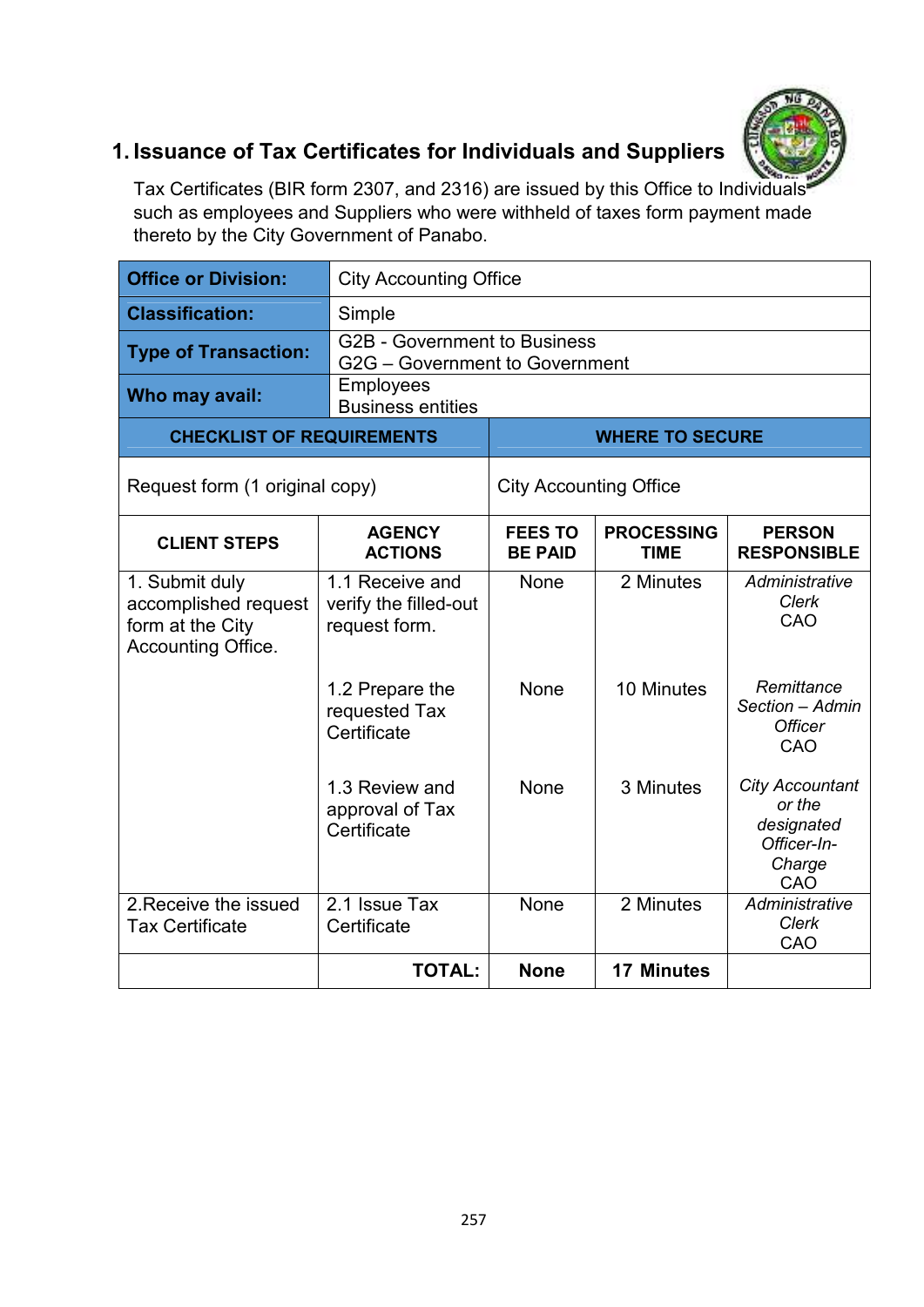## 1. Issuance of Tax Certificates for Individuals and Suppliers

Tax Certificates (BIR form 2307, and 2316) are issued by this Office to Individuals such as employees and Suppliers who were withheld of taxes form payment made thereto by the City Government of Panabo.

| **Office or Division:** | City Accounting Office |
|---|---|
| **Classification:** | Simple |
| **Type of Transaction:** | G2B - Government to Business<br>G2G – Government to Government |
| **Who may avail:** | Employees<br>Business entities |

| **CHECKLIST OF REQUIREMENTS** | **WHERE TO SECURE** |
|---|---|
| Request form (1 original copy) | City Accounting Office |

| **CLIENT STEPS** | **AGENCY ACTIONS** | **FEES TO BE PAID** | **PROCESSING TIME** | **PERSON RESPONSIBLE** |
|---|---|---|---|---|
| 1. Submit duly accomplished request form at the City Accounting Office. | 1.1 Receive and verify the filled-out request form. | None | 2 Minutes | *Administrative Clerk*<br>CAO |
| | 1.2 Prepare the requested Tax Certificate | None | 10 Minutes | *Remittance Section – Admin Officer*<br>CAO |
| | 1.3 Review and approval of Tax Certificate | None | 3 Minutes | *City Accountant or the designated Officer-In-Charge*<br>CAO |
| 2.Receive the issued Tax Certificate | 2.1 Issue Tax Certificate | None | 2 Minutes | *Administrative Clerk*<br>CAO |
| | **TOTAL:** | **None** | **17 Minutes** | |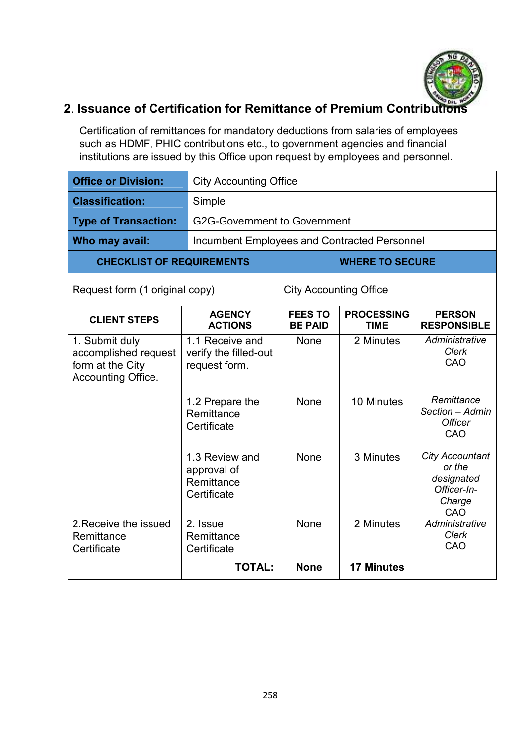## 2. Issuance of Certification for Remittance of Premium Contributions

Certification of remittances for mandatory deductions from salaries of employees such as HDMF, PHIC contributions etc., to government agencies and financial institutions are issued by this Office upon request by employees and personnel.

| **Office or Division:** | City Accounting Office |
|---|---|
| **Classification:** | Simple |
| **Type of Transaction:** | G2G-Government to Government |
| **Who may avail:** | Incumbent Employees and Contracted Personnel |

| **CHECKLIST OF REQUIREMENTS** | **WHERE TO SECURE** |
|---|---|
| Request form (1 original copy) | City Accounting Office |

| **CLIENT STEPS** | **AGENCY ACTIONS** | **FEES TO BE PAID** | **PROCESSING TIME** | **PERSON RESPONSIBLE** |
|---|---|---|---|---|
| 1. Submit duly accomplished request form at the City Accounting Office. | 1.1 Receive and verify the filled-out request form. | None | 2 Minutes | *Administrative Clerk* CAO |
| | 1.2 Prepare the Remittance Certificate | None | 10 Minutes | *Remittance Section – Admin Officer* CAO |
| | 1.3 Review and approval of Remittance Certificate | None | 3 Minutes | *City Accountant or the designated Officer-In-Charge* CAO |
| 2.Receive the issued Remittance Certificate | 2. Issue Remittance Certificate | None | 2 Minutes | *Administrative Clerk* CAO |
| | **TOTAL:** | **None** | **17 Minutes** | |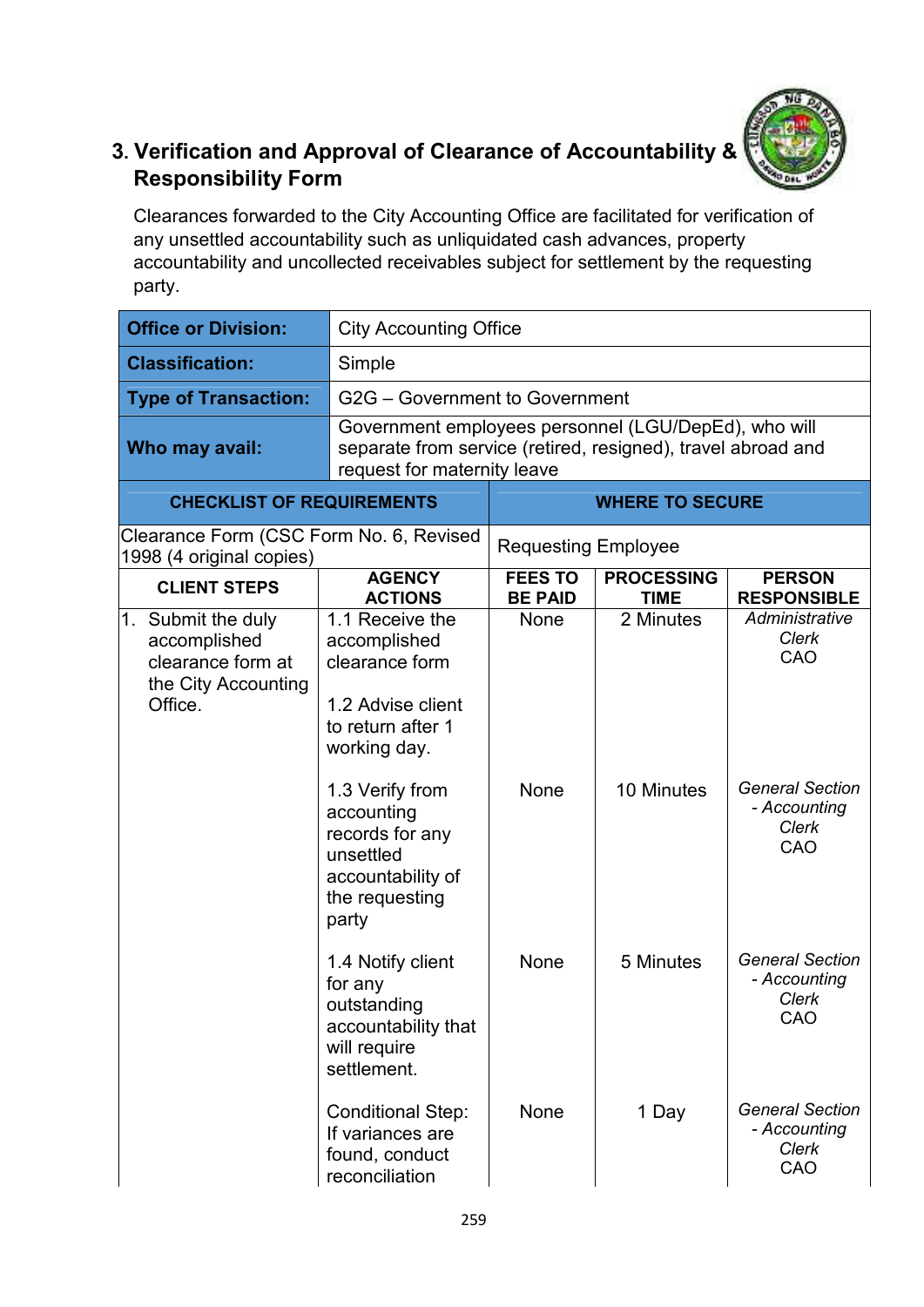## 3. Verification and Approval of Clearance of Accountability & Responsibility Form

Clearances forwarded to the City Accounting Office are facilitated for verification of any unsettled accountability such as unliquidated cash advances, property accountability and uncollected receivables subject for settlement by the requesting party.

| **Office or Division:** | City Accounting Office |
|---|---|
| **Classification:** | Simple |
| **Type of Transaction:** | G2G – Government to Government |
| **Who may avail:** | Government employees personnel (LGU/DepEd), who will separate from service (retired, resigned), travel abroad and request for maternity leave |

| **CHECKLIST OF REQUIREMENTS** | **WHERE TO SECURE** |
|---|---|
| Clearance Form (CSC Form No. 6, Revised 1998 (4 original copies) | Requesting Employee |

| **CLIENT STEPS** | **AGENCY ACTIONS** | **FEES TO BE PAID** | **PROCESSING TIME** | **PERSON RESPONSIBLE** |
|---|---|---|---|---|
| 1. Submit the duly accomplished clearance form at the City Accounting Office. | 1.1 Receive the accomplished clearance form<br><br>1.2 Advise client to return after 1 working day. | None | 2 Minutes | *Administrative Clerk*<br>CAO |
| | 1.3 Verify from accounting records for any unsettled accountability of the requesting party | None | 10 Minutes | *General Section - Accounting Clerk*<br>CAO |
| | 1.4 Notify client for any outstanding accountability that will require settlement. | None | 5 Minutes | *General Section - Accounting Clerk*<br>CAO |
| | Conditional Step: If variances are found, conduct reconciliation | None | 1 Day | *General Section - Accounting Clerk*<br>CAO |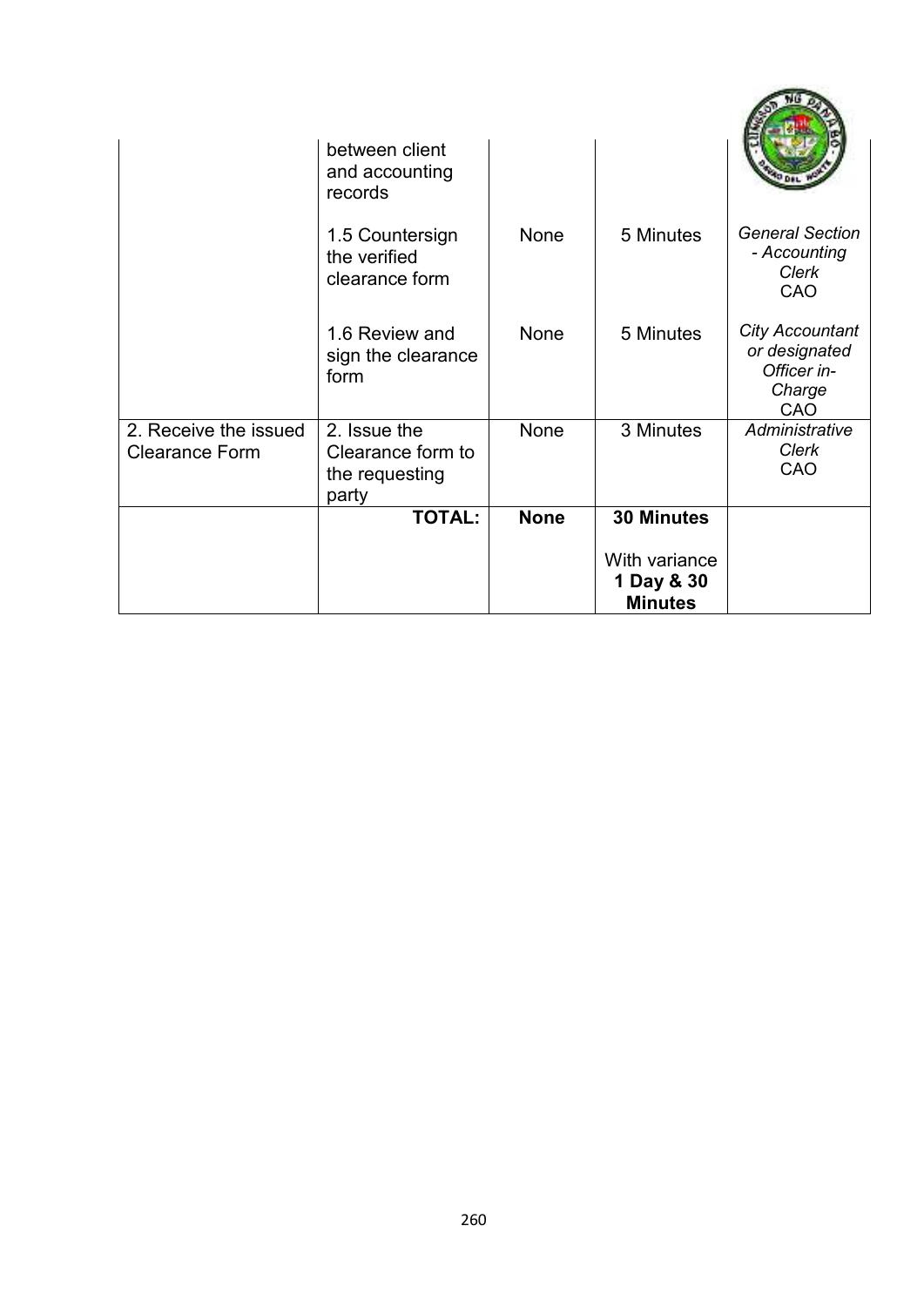| | | | | |
|---|---|---|---|---|
| | between client and accounting records | | | |
| | 1.5 Countersign the verified clearance form | None | 5 Minutes | *General Section - Accounting Clerk* CAO |
| | 1.6 Review and sign the clearance form | None | 5 Minutes | *City Accountant or designated Officer in-Charge* CAO |
| 2. Receive the issued Clearance Form | 2. Issue the Clearance form to the requesting party | None | 3 Minutes | *Administrative Clerk* CAO |
| | **TOTAL:** | **None** | **30 Minutes**<br><br>With variance **1 Day & 30 Minutes** | |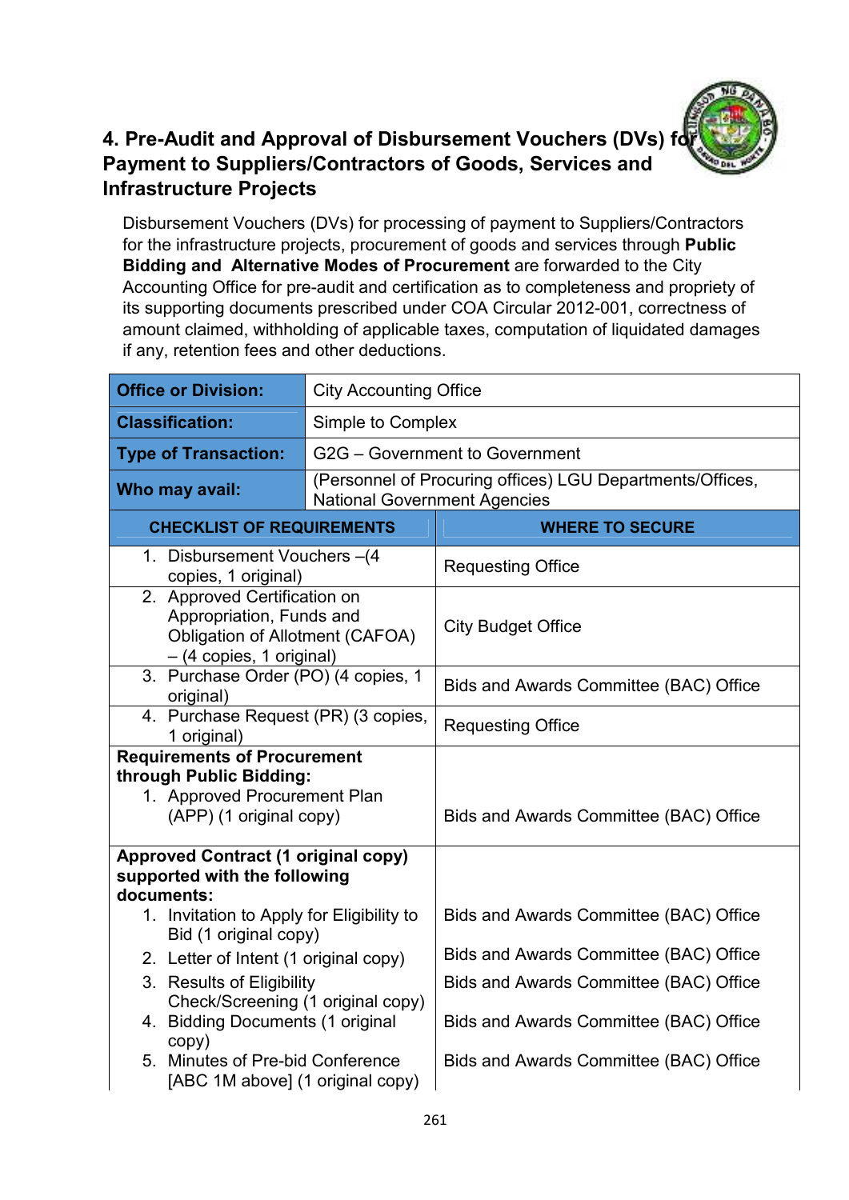## 4. Pre-Audit and Approval of Disbursement Vouchers (DVs) for Payment to Suppliers/Contractors of Goods, Services and Infrastructure Projects

Disbursement Vouchers (DVs) for processing of payment to Suppliers/Contractors for the infrastructure projects, procurement of goods and services through **Public Bidding and Alternative Modes of Procurement** are forwarded to the City Accounting Office for pre-audit and certification as to completeness and propriety of its supporting documents prescribed under COA Circular 2012-001, correctness of amount claimed, withholding of applicable taxes, computation of liquidated damages if any, retention fees and other deductions.

| **Office or Division:** | City Accounting Office |
|---|---|
| **Classification:** | Simple to Complex |
| **Type of Transaction:** | G2G – Government to Government |
| **Who may avail:** | (Personnel of Procuring offices) LGU Departments/Offices, National Government Agencies |
| **CHECKLIST OF REQUIREMENTS** | **WHERE TO SECURE** |
| 1. Disbursement Vouchers –(4 copies, 1 original) | Requesting Office |
| 2. Approved Certification on Appropriation, Funds and Obligation of Allotment (CAFOA) – (4 copies, 1 original) | City Budget Office |
| 3. Purchase Order (PO) (4 copies, 1 original) | Bids and Awards Committee (BAC) Office |
| 4. Purchase Request (PR) (3 copies, 1 original) | Requesting Office |
| **Requirements of Procurement through Public Bidding:** 1. Approved Procurement Plan (APP) (1 original copy) | Bids and Awards Committee (BAC) Office |
| **Approved Contract (1 original copy) supported with the following documents:** | |
| 1. Invitation to Apply for Eligibility to Bid (1 original copy) | Bids and Awards Committee (BAC) Office |
| 2. Letter of Intent (1 original copy) | Bids and Awards Committee (BAC) Office |
| 3. Results of Eligibility Check/Screening (1 original copy) | Bids and Awards Committee (BAC) Office |
| 4. Bidding Documents (1 original copy) | Bids and Awards Committee (BAC) Office |
| 5. Minutes of Pre-bid Conference [ABC 1M above] (1 original copy) | Bids and Awards Committee (BAC) Office |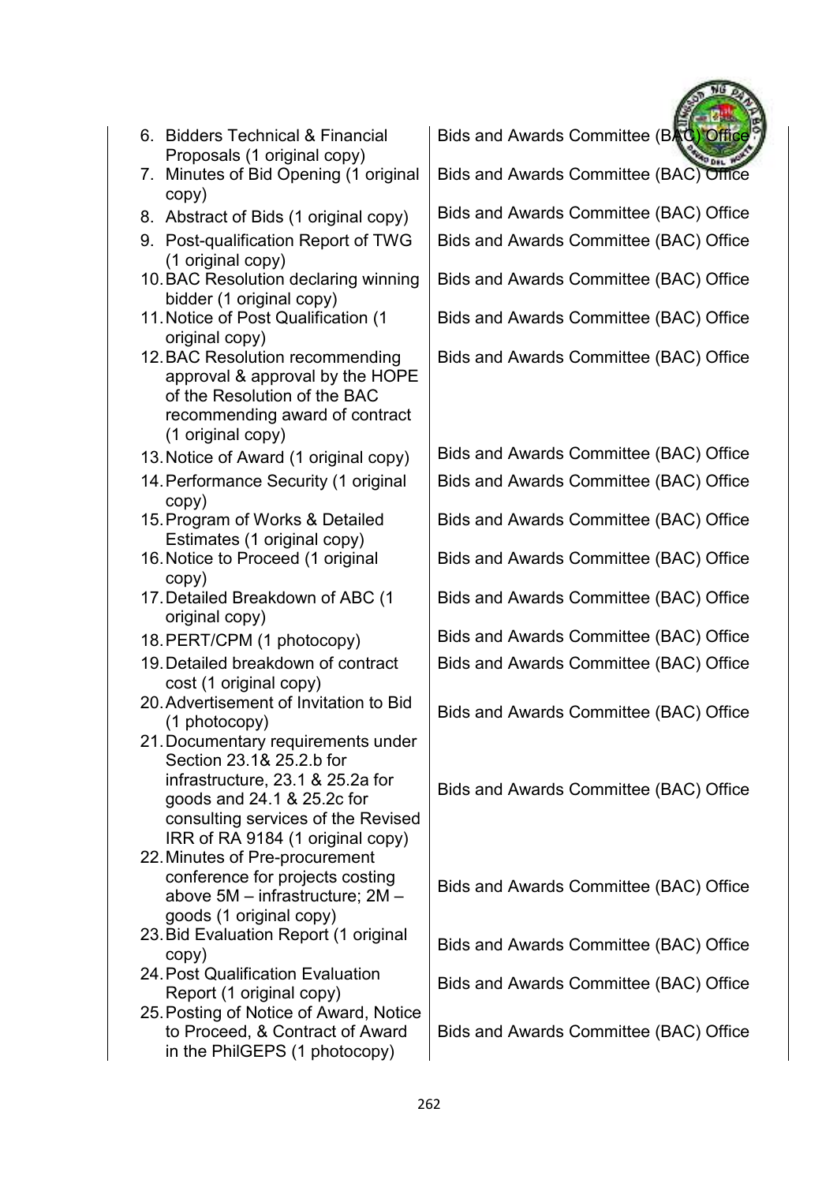| | |
|---|---|
| 6. Bidders Technical & Financial Proposals (1 original copy) | Bids and Awards Committee (BAC) Office |
| 7. Minutes of Bid Opening (1 original copy) | Bids and Awards Committee (BAC) Office |
| 8. Abstract of Bids (1 original copy) | Bids and Awards Committee (BAC) Office |
| 9. Post-qualification Report of TWG (1 original copy) | Bids and Awards Committee (BAC) Office |
| 10. BAC Resolution declaring winning bidder (1 original copy) | Bids and Awards Committee (BAC) Office |
| 11. Notice of Post Qualification (1 original copy) | Bids and Awards Committee (BAC) Office |
| 12. BAC Resolution recommending approval & approval by the HOPE of the Resolution of the BAC recommending award of contract (1 original copy) | Bids and Awards Committee (BAC) Office |
| 13. Notice of Award (1 original copy) | Bids and Awards Committee (BAC) Office |
| 14. Performance Security (1 original copy) | Bids and Awards Committee (BAC) Office |
| 15. Program of Works & Detailed Estimates (1 original copy) | Bids and Awards Committee (BAC) Office |
| 16. Notice to Proceed (1 original copy) | Bids and Awards Committee (BAC) Office |
| 17. Detailed Breakdown of ABC (1 original copy) | Bids and Awards Committee (BAC) Office |
| 18. PERT/CPM (1 photocopy) | Bids and Awards Committee (BAC) Office |
| 19. Detailed breakdown of contract cost (1 original copy) | Bids and Awards Committee (BAC) Office |
| 20. Advertisement of Invitation to Bid (1 photocopy) | Bids and Awards Committee (BAC) Office |
| 21. Documentary requirements under Section 23.1& 25.2.b for infrastructure, 23.1 & 25.2a for goods and 24.1 & 25.2c for consulting services of the Revised IRR of RA 9184 (1 original copy) | Bids and Awards Committee (BAC) Office |
| 22. Minutes of Pre-procurement conference for projects costing above 5M – infrastructure; 2M – goods (1 original copy) | Bids and Awards Committee (BAC) Office |
| 23. Bid Evaluation Report (1 original copy) | Bids and Awards Committee (BAC) Office |
| 24. Post Qualification Evaluation Report (1 original copy) | Bids and Awards Committee (BAC) Office |
| 25. Posting of Notice of Award, Notice to Proceed, & Contract of Award in the PhilGEPS (1 photocopy) | Bids and Awards Committee (BAC) Office |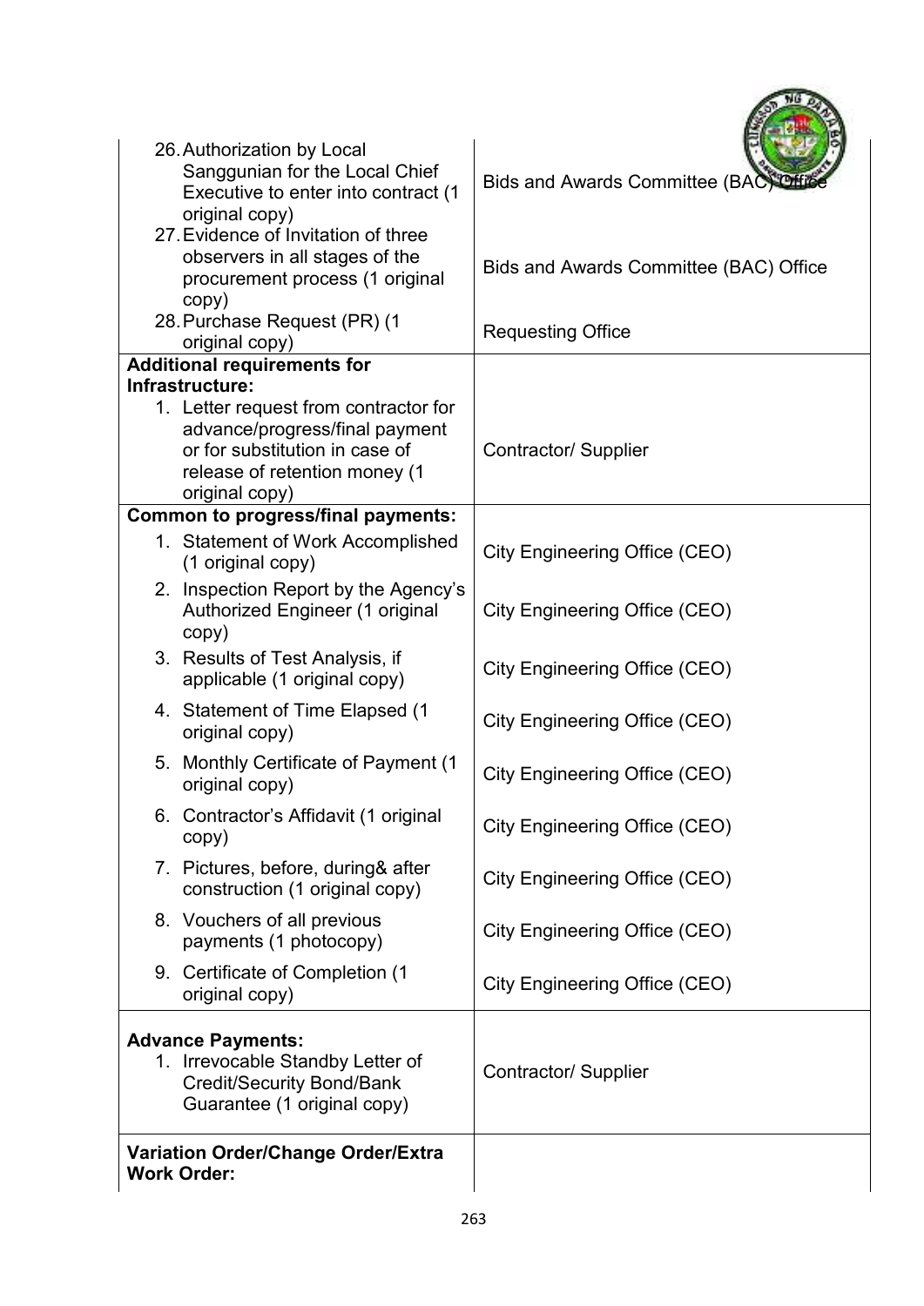| | |
|---|---|
| 26. Authorization by Local Sanggunian for the Local Chief Executive to enter into contract (1 original copy) | Bids and Awards Committee (BAC) Office |
| 27. Evidence of Invitation of three observers in all stages of the procurement process (1 original copy) | Bids and Awards Committee (BAC) Office |
| 28. Purchase Request (PR) (1 original copy) | Requesting Office |
| **Additional requirements for Infrastructure:**<br>1. Letter request from contractor for advance/progress/final payment or for substitution in case of release of retention money (1 original copy) | Contractor/ Supplier |
| **Common to progress/final payments:**<br>1. Statement of Work Accomplished (1 original copy) | City Engineering Office (CEO) |
| 2. Inspection Report by the Agency's Authorized Engineer (1 original copy) | City Engineering Office (CEO) |
| 3. Results of Test Analysis, if applicable (1 original copy) | City Engineering Office (CEO) |
| 4. Statement of Time Elapsed (1 original copy) | City Engineering Office (CEO) |
| 5. Monthly Certificate of Payment (1 original copy) | City Engineering Office (CEO) |
| 6. Contractor's Affidavit (1 original copy) | City Engineering Office (CEO) |
| 7. Pictures, before, during& after construction (1 original copy) | City Engineering Office (CEO) |
| 8. Vouchers of all previous payments (1 photocopy) | City Engineering Office (CEO) |
| 9. Certificate of Completion (1 original copy) | City Engineering Office (CEO) |
| **Advance Payments:**<br>1. Irrevocable Standby Letter of Credit/Security Bond/Bank Guarantee (1 original copy) | Contractor/ Supplier |
| **Variation Order/Change Order/Extra Work Order:** | |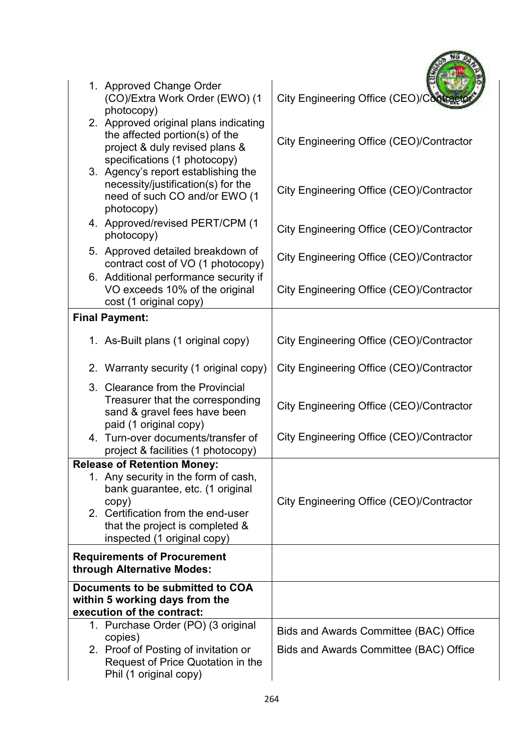| | |
|---|---|
| 1. Approved Change Order (CO)/Extra Work Order (EWO) (1 photocopy) | City Engineering Office (CEO)/Contractor |
| 2. Approved original plans indicating the affected portion(s) of the project & duly revised plans & specifications (1 photocopy) | City Engineering Office (CEO)/Contractor |
| 3. Agency's report establishing the necessity/justification(s) for the need of such CO and/or EWO (1 photocopy) | City Engineering Office (CEO)/Contractor |
| 4. Approved/revised PERT/CPM (1 photocopy) | City Engineering Office (CEO)/Contractor |
| 5. Approved detailed breakdown of contract cost of VO (1 photocopy) | City Engineering Office (CEO)/Contractor |
| 6. Additional performance security if VO exceeds 10% of the original cost (1 original copy) | City Engineering Office (CEO)/Contractor |
| **Final Payment:** | |
| 1. As-Built plans (1 original copy) | City Engineering Office (CEO)/Contractor |
| 2. Warranty security (1 original copy) | City Engineering Office (CEO)/Contractor |
| 3. Clearance from the Provincial Treasurer that the corresponding sand & gravel fees have been paid (1 original copy) | City Engineering Office (CEO)/Contractor |
| 4. Turn-over documents/transfer of project & facilities (1 photocopy) | City Engineering Office (CEO)/Contractor |
| **Release of Retention Money:**<br>1. Any security in the form of cash, bank guarantee, etc. (1 original copy)<br>2. Certification from the end-user that the project is completed & inspected (1 original copy) | City Engineering Office (CEO)/Contractor |
| **Requirements of Procurement through Alternative Modes:** | |
| **Documents to be submitted to COA within 5 working days from the execution of the contract:** | |
| 1. Purchase Order (PO) (3 original copies) | Bids and Awards Committee (BAC) Office |
| 2. Proof of Posting of invitation or Request of Price Quotation in the Phil (1 original copy) | Bids and Awards Committee (BAC) Office |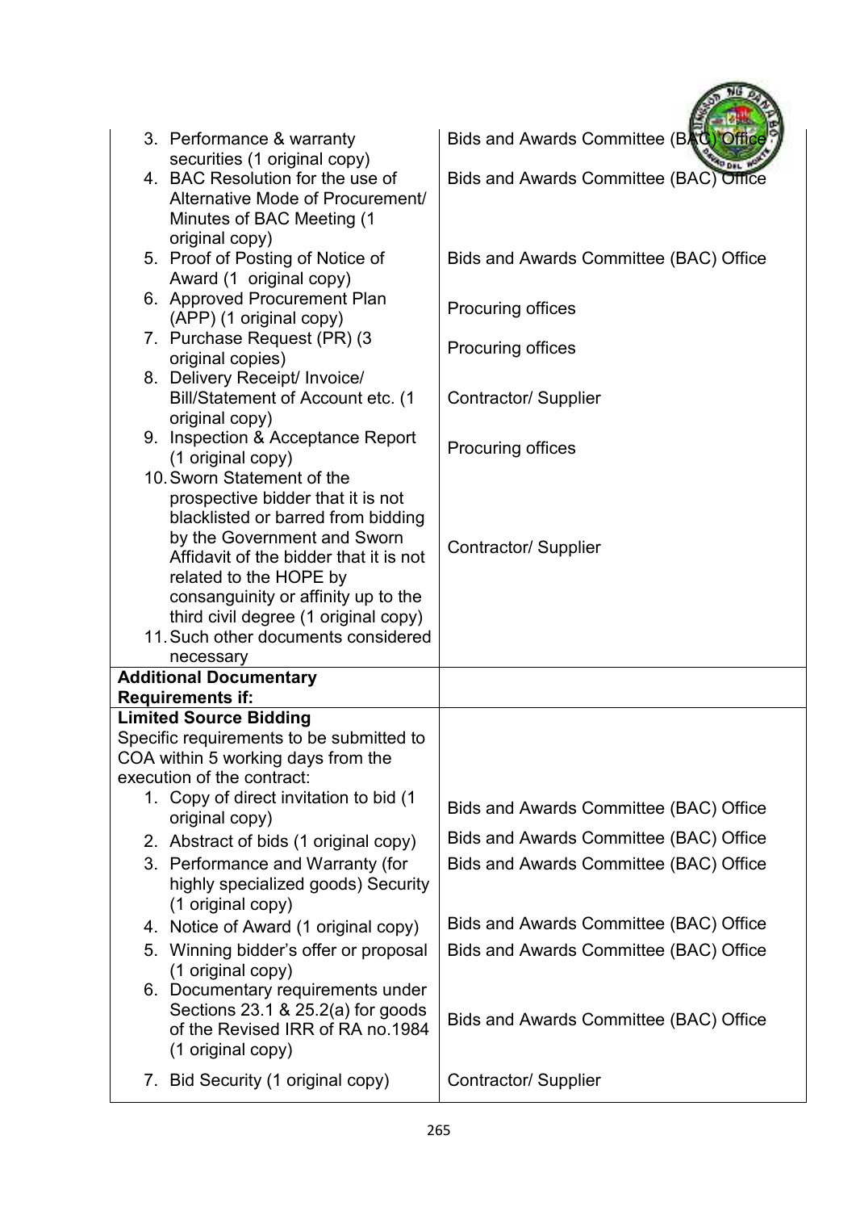| | |
|---|---|
| 3. Performance & warranty securities (1 original copy) | Bids and Awards Committee (BAC) Office |
| 4. BAC Resolution for the use of Alternative Mode of Procurement/ Minutes of BAC Meeting (1 original copy) | Bids and Awards Committee (BAC) Office |
| 5. Proof of Posting of Notice of Award (1 original copy) | Bids and Awards Committee (BAC) Office |
| 6. Approved Procurement Plan (APP) (1 original copy) | Procuring offices |
| 7. Purchase Request (PR) (3 original copies) | Procuring offices |
| 8. Delivery Receipt/ Invoice/ Bill/Statement of Account etc. (1 original copy) | Contractor/ Supplier |
| 9. Inspection & Acceptance Report (1 original copy) | Procuring offices |
| 10. Sworn Statement of the prospective bidder that it is not blacklisted or barred from bidding by the Government and Sworn Affidavit of the bidder that it is not related to the HOPE by consanguinity or affinity up to the third civil degree (1 original copy) | Contractor/ Supplier |
| 11. Such other documents considered necessary | |
| **Additional Documentary Requirements if:** | |
| **Limited Source Bidding**<br>Specific requirements to be submitted to COA within 5 working days from the execution of the contract: | |
| 1. Copy of direct invitation to bid (1 original copy) | Bids and Awards Committee (BAC) Office |
| 2. Abstract of bids (1 original copy) | Bids and Awards Committee (BAC) Office |
| 3. Performance and Warranty (for highly specialized goods) Security (1 original copy) | Bids and Awards Committee (BAC) Office |
| 4. Notice of Award (1 original copy) | Bids and Awards Committee (BAC) Office |
| 5. Winning bidder's offer or proposal (1 original copy) | Bids and Awards Committee (BAC) Office |
| 6. Documentary requirements under Sections 23.1 & 25.2(a) for goods of the Revised IRR of RA no.1984 (1 original copy) | Bids and Awards Committee (BAC) Office |
| 7. Bid Security (1 original copy) | Contractor/ Supplier |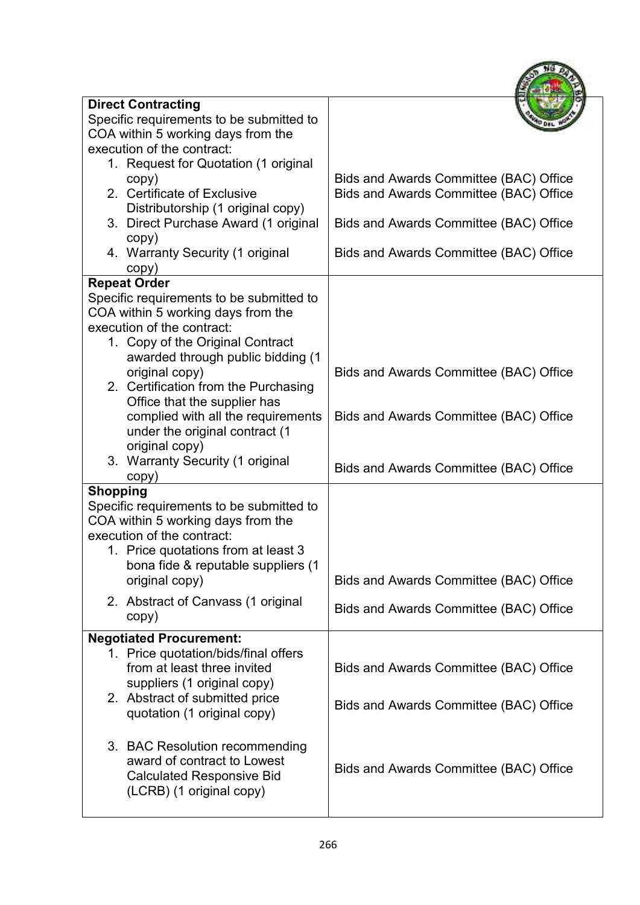| | |
|---|---|
| **Direct Contracting**<br>Specific requirements to be submitted to COA within 5 working days from the execution of the contract:<br>1. Request for Quotation (1 original copy)<br>2. Certificate of Exclusive Distributorship (1 original copy)<br>3. Direct Purchase Award (1 original copy)<br>4. Warranty Security (1 original copy) | <br><br><br>Bids and Awards Committee (BAC) Office<br>Bids and Awards Committee (BAC) Office<br>Bids and Awards Committee (BAC) Office<br>Bids and Awards Committee (BAC) Office |
| **Repeat Order**<br>Specific requirements to be submitted to COA within 5 working days from the execution of the contract:<br>1. Copy of the Original Contract awarded through public bidding (1 original copy)<br>2. Certification from the Purchasing Office that the supplier has complied with all the requirements under the original contract (1 original copy)<br>3. Warranty Security (1 original copy) | <br><br><br>Bids and Awards Committee (BAC) Office<br>Bids and Awards Committee (BAC) Office<br>Bids and Awards Committee (BAC) Office |
| **Shopping**<br>Specific requirements to be submitted to COA within 5 working days from the execution of the contract:<br>1. Price quotations from at least 3 bona fide & reputable suppliers (1 original copy)<br>2. Abstract of Canvass (1 original copy) | <br><br><br>Bids and Awards Committee (BAC) Office<br>Bids and Awards Committee (BAC) Office |
| **Negotiated Procurement:**<br>1. Price quotation/bids/final offers from at least three invited suppliers (1 original copy)<br>2. Abstract of submitted price quotation (1 original copy)<br>3. BAC Resolution recommending award of contract to Lowest Calculated Responsive Bid (LCRB) (1 original copy) | <br>Bids and Awards Committee (BAC) Office<br>Bids and Awards Committee (BAC) Office<br>Bids and Awards Committee (BAC) Office |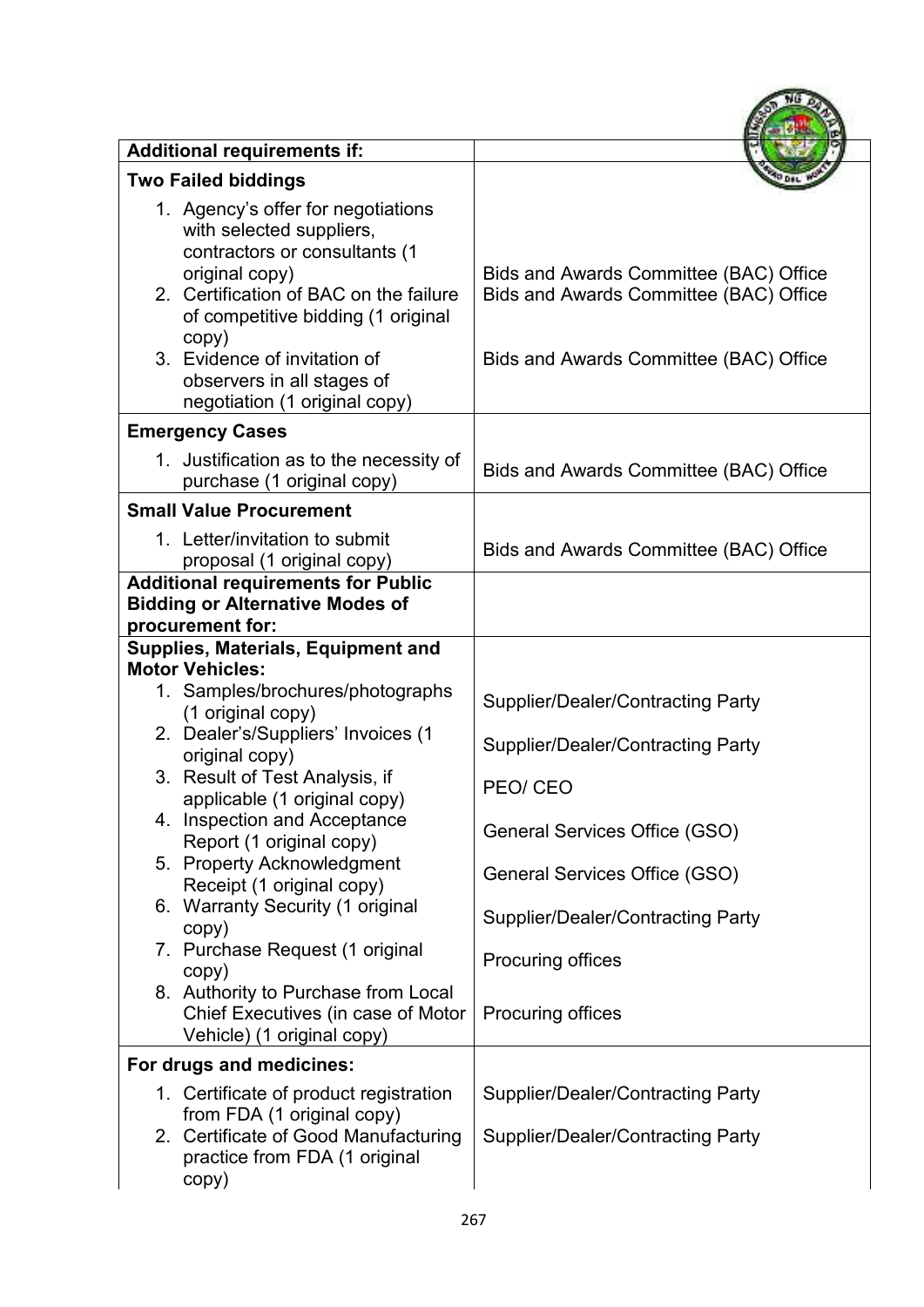| Additional requirements if: | |
|---|---|
| **Two Failed biddings** | |
| 1. Agency's offer for negotiations with selected suppliers, contractors or consultants (1 original copy) | Bids and Awards Committee (BAC) Office |
| 2. Certification of BAC on the failure of competitive bidding (1 original copy) | Bids and Awards Committee (BAC) Office |
| 3. Evidence of invitation of observers in all stages of negotiation (1 original copy) | Bids and Awards Committee (BAC) Office |
| **Emergency Cases** | |
| 1. Justification as to the necessity of purchase (1 original copy) | Bids and Awards Committee (BAC) Office |
| **Small Value Procurement** | |
| 1. Letter/invitation to submit proposal (1 original copy) | Bids and Awards Committee (BAC) Office |
| **Additional requirements for Public Bidding or Alternative Modes of procurement for:** | |
| **Supplies, Materials, Equipment and Motor Vehicles:** | |
| 1. Samples/brochures/photographs (1 original copy) | Supplier/Dealer/Contracting Party |
| 2. Dealer's/Suppliers' Invoices (1 original copy) | Supplier/Dealer/Contracting Party |
| 3. Result of Test Analysis, if applicable (1 original copy) | PEO/ CEO |
| 4. Inspection and Acceptance Report (1 original copy) | General Services Office (GSO) |
| 5. Property Acknowledgment Receipt (1 original copy) | General Services Office (GSO) |
| 6. Warranty Security (1 original copy) | Supplier/Dealer/Contracting Party |
| 7. Purchase Request (1 original copy) | Procuring offices |
| 8. Authority to Purchase from Local Chief Executives (in case of Motor Vehicle) (1 original copy) | Procuring offices |
| **For drugs and medicines:** | |
| 1. Certificate of product registration from FDA (1 original copy) | Supplier/Dealer/Contracting Party |
| 2. Certificate of Good Manufacturing practice from FDA (1 original copy) | Supplier/Dealer/Contracting Party |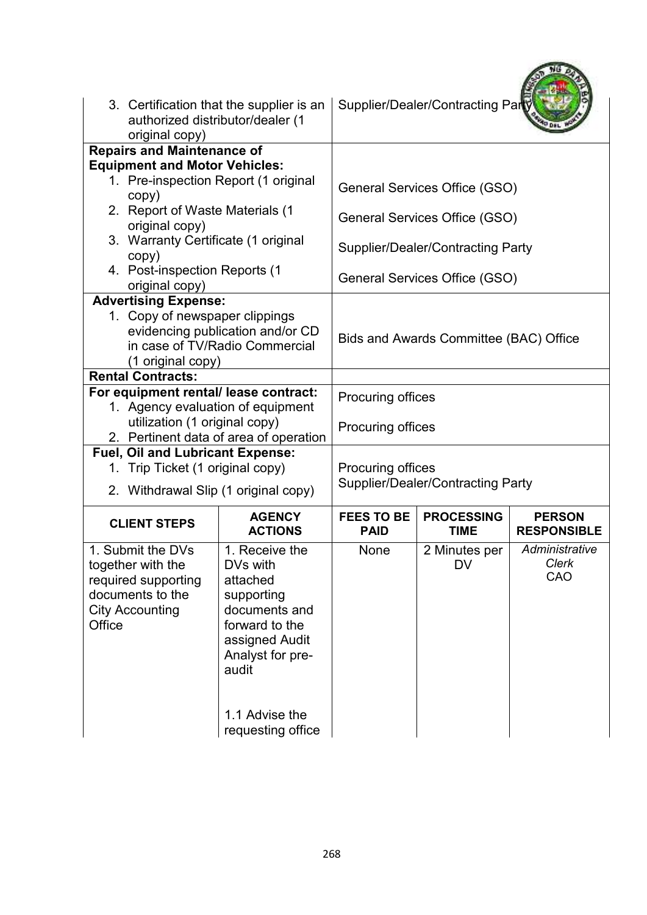| | |
|---|---|
| 3. Certification that the supplier is an authorized distributor/dealer (1 original copy) | Supplier/Dealer/Contracting Party |
| **Repairs and Maintenance of Equipment and Motor Vehicles:**<br>1. Pre-inspection Report (1 original copy)<br>2. Report of Waste Materials (1 original copy)<br>3. Warranty Certificate (1 original copy)<br>4. Post-inspection Reports (1 original copy) | <br>General Services Office (GSO)<br>General Services Office (GSO)<br>Supplier/Dealer/Contracting Party<br>General Services Office (GSO) |
| **Advertising Expense:**<br>1. Copy of newspaper clippings evidencing publication and/or CD in case of TV/Radio Commercial (1 original copy) | Bids and Awards Committee (BAC) Office |
| **Rental Contracts:** | |
| **For equipment rental/ lease contract:**<br>1. Agency evaluation of equipment utilization (1 original copy)<br>2. Pertinent data of area of operation | Procuring offices<br>Procuring offices |
| **Fuel, Oil and Lubricant Expense:**<br>1. Trip Ticket (1 original copy)<br>2. Withdrawal Slip (1 original copy) | Procuring offices<br>Supplier/Dealer/Contracting Party |

| CLIENT STEPS | AGENCY ACTIONS | FEES TO BE PAID | PROCESSING TIME | PERSON RESPONSIBLE |
|---|---|---|---|---|
| 1. Submit the DVs together with the required supporting documents to the City Accounting Office | 1. Receive the DVs with attached supporting documents and forward to the assigned Audit Analyst for pre-audit<br><br>1.1 Advise the requesting office | None | 2 Minutes per DV | *Administrative Clerk*<br>CAO |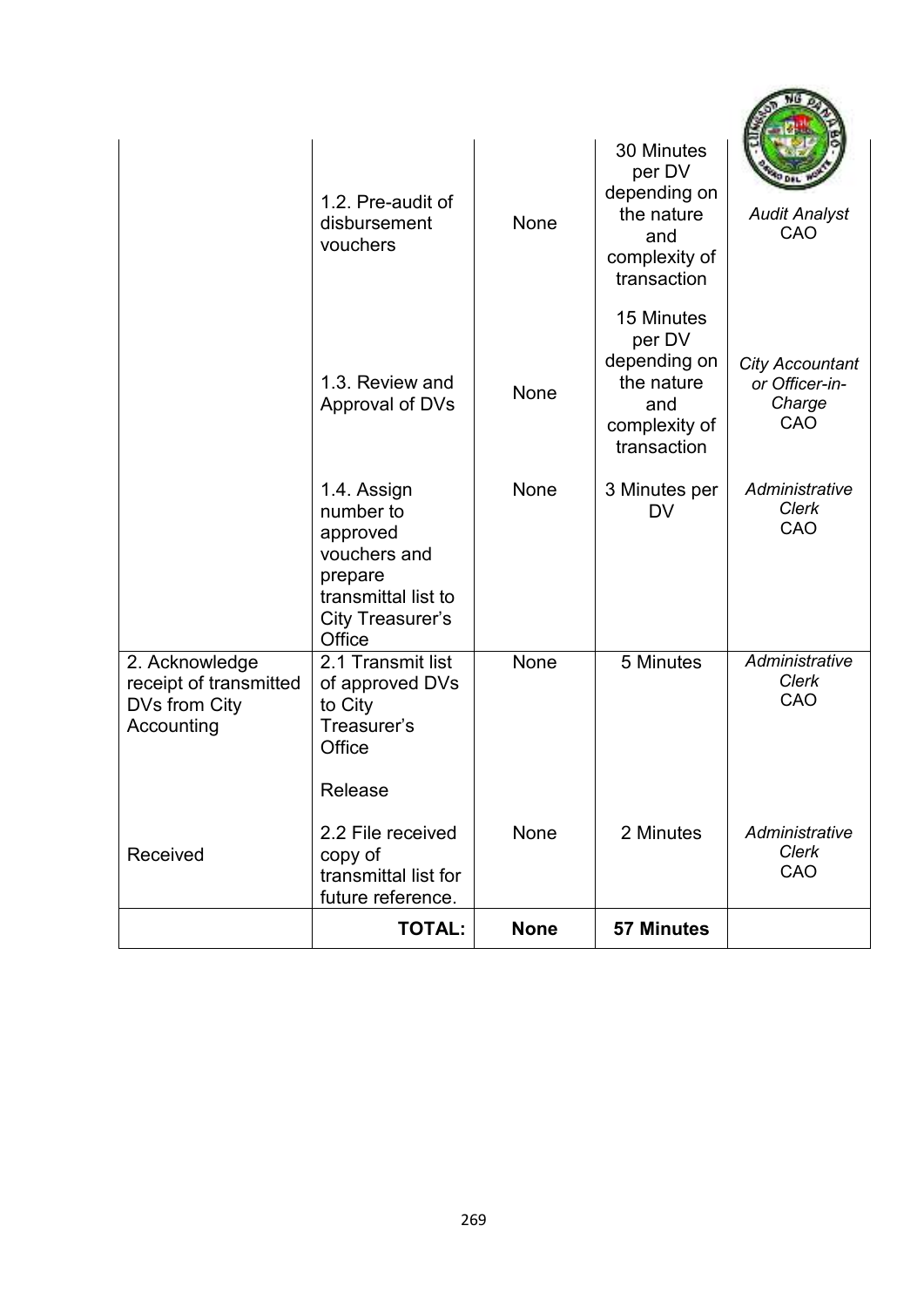| | | | | |
|---|---|---|---|---|
| | 1.2. Pre-audit of disbursement vouchers | None | 30 Minutes per DV depending on the nature and complexity of transaction | *Audit Analyst* CAO |
| | 1.3. Review and Approval of DVs | None | 15 Minutes per DV depending on the nature and complexity of transaction | *City Accountant or Officer-in-Charge* CAO |
| | 1.4. Assign number to approved vouchers and prepare transmittal list to City Treasurer's Office | None | 3 Minutes per DV | *Administrative Clerk* CAO |
| 2. Acknowledge receipt of transmitted DVs from City Accounting | 2.1 Transmit list of approved DVs to City Treasurer's Office<br><br>Release | None | 5 Minutes | *Administrative Clerk* CAO |
| Received | 2.2 File received copy of transmittal list for future reference. | None | 2 Minutes | *Administrative Clerk* CAO |
| | **TOTAL:** | **None** | **57 Minutes** | |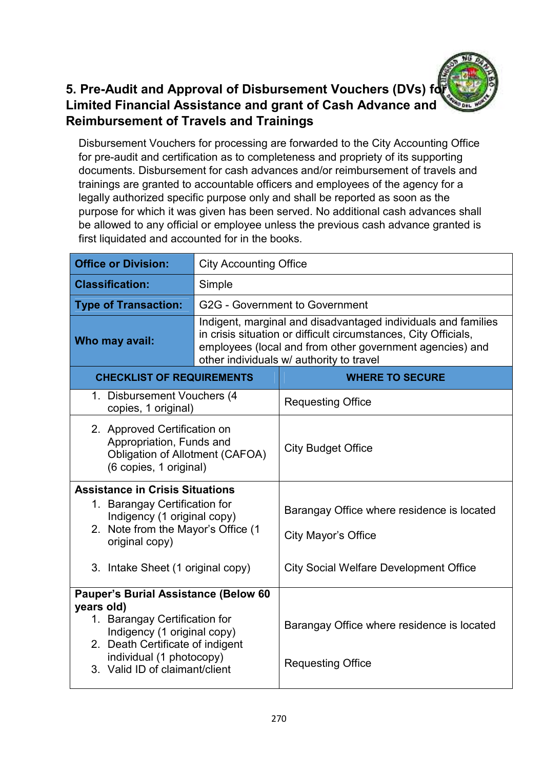## 5. Pre-Audit and Approval of Disbursement Vouchers (DVs) for Limited Financial Assistance and grant of Cash Advance and Reimbursement of Travels and Trainings

Disbursement Vouchers for processing are forwarded to the City Accounting Office for pre-audit and certification as to completeness and propriety of its supporting documents. Disbursement for cash advances and/or reimbursement of travels and trainings are granted to accountable officers and employees of the agency for a legally authorized specific purpose only and shall be reported as soon as the purpose for which it was given has been served. No additional cash advances shall be allowed to any official or employee unless the previous cash advance granted is first liquidated and accounted for in the books.

| **Office or Division:** | City Accounting Office |
|---|---|
| **Classification:** | Simple |
| **Type of Transaction:** | G2G - Government to Government |
| **Who may avail:** | Indigent, marginal and disadvantaged individuals and families in crisis situation or difficult circumstances, City Officials, employees (local and from other government agencies) and other individuals w/ authority to travel |
| **CHECKLIST OF REQUIREMENTS** | **WHERE TO SECURE** |
| 1. Disbursement Vouchers (4 copies, 1 original) | Requesting Office |
| 2. Approved Certification on Appropriation, Funds and Obligation of Allotment (CAFOA) (6 copies, 1 original) | City Budget Office |
| **Assistance in Crisis Situations**<br>1. Barangay Certification for Indigency (1 original copy)<br>2. Note from the Mayor's Office (1 original copy)<br>3. Intake Sheet (1 original copy) | Barangay Office where residence is located<br>City Mayor's Office<br>City Social Welfare Development Office |
| **Pauper's Burial Assistance (Below 60 years old)**<br>1. Barangay Certification for Indigency (1 original copy)<br>2. Death Certificate of indigent individual (1 photocopy)<br>3. Valid ID of claimant/client | Barangay Office where residence is located<br>Requesting Office |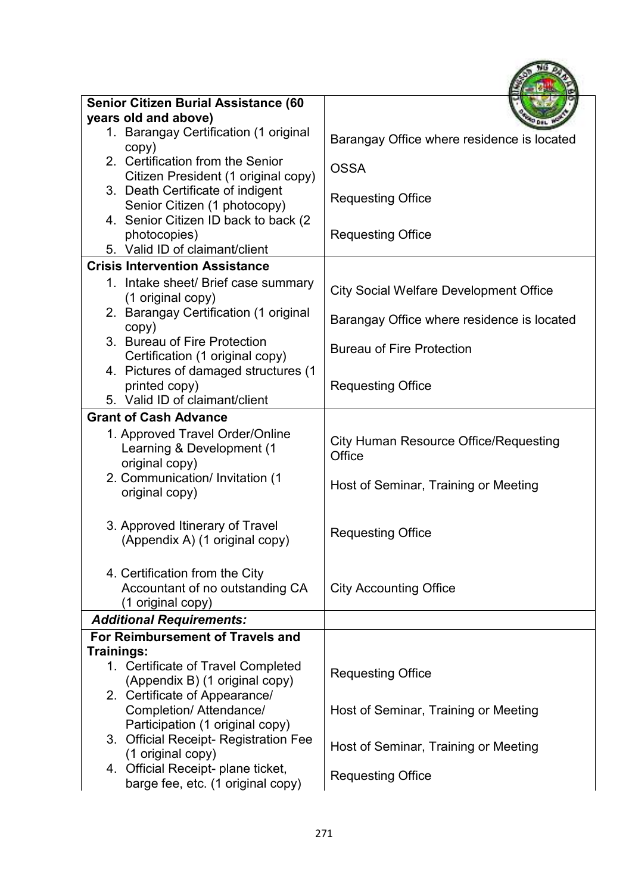| | |
|---|---|
| **Senior Citizen Burial Assistance (60 years old and above)** | |
| 1. Barangay Certification (1 original copy) | Barangay Office where residence is located |
| 2. Certification from the Senior Citizen President (1 original copy) | OSSA |
| 3. Death Certificate of indigent Senior Citizen (1 photocopy) | Requesting Office |
| 4. Senior Citizen ID back to back (2 photocopies) | Requesting Office |
| 5. Valid ID of claimant/client | |
| **Crisis Intervention Assistance** | |
| 1. Intake sheet/ Brief case summary (1 original copy) | City Social Welfare Development Office |
| 2. Barangay Certification (1 original copy) | Barangay Office where residence is located |
| 3. Bureau of Fire Protection Certification (1 original copy) | Bureau of Fire Protection |
| 4. Pictures of damaged structures (1 printed copy) | Requesting Office |
| 5. Valid ID of claimant/client | |
| **Grant of Cash Advance** | |
| 1. Approved Travel Order/Online Learning & Development (1 original copy) | City Human Resource Office/Requesting Office |
| 2. Communication/ Invitation (1 original copy) | Host of Seminar, Training or Meeting |
| 3. Approved Itinerary of Travel (Appendix A) (1 original copy) | Requesting Office |
| 4. Certification from the City Accountant of no outstanding CA (1 original copy) | City Accounting Office |
| ***Additional Requirements:*** | |
| **For Reimbursement of Travels and Trainings:** | |
| 1. Certificate of Travel Completed (Appendix B) (1 original copy) | Requesting Office |
| 2. Certificate of Appearance/ Completion/ Attendance/ Participation (1 original copy) | Host of Seminar, Training or Meeting |
| 3. Official Receipt- Registration Fee (1 original copy) | Host of Seminar, Training or Meeting |
| 4. Official Receipt- plane ticket, barge fee, etc. (1 original copy) | Requesting Office |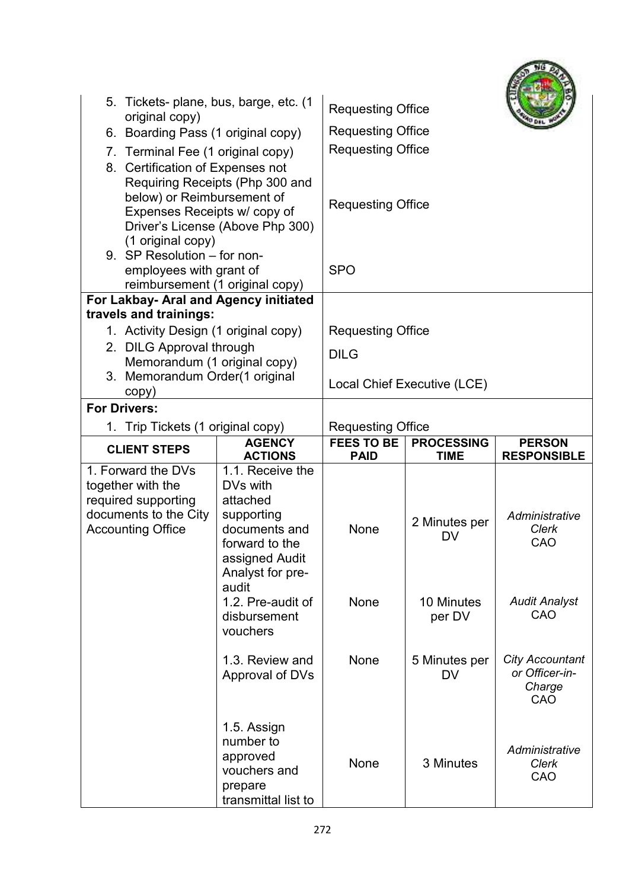| | | | | |
|---|---|---|---|---|
| 5. Tickets- plane, bus, barge, etc. (1 original copy) | | Requesting Office | | |
| 6. Boarding Pass (1 original copy) | | Requesting Office | | |
| 7. Terminal Fee (1 original copy) | | Requesting Office | | |
| 8. Certification of Expenses not Requiring Receipts (Php 300 and below) or Reimbursement of Expenses Receipts w/ copy of Driver's License (Above Php 300) (1 original copy) | | Requesting Office | | |
| 9. SP Resolution – for non-employees with grant of reimbursement (1 original copy) | | SPO | | |
| **For Lakbay- Aral and Agency initiated travels and trainings:** | | | | |
| 1. Activity Design (1 original copy) | | Requesting Office | | |
| 2. DILG Approval through Memorandum (1 original copy) | | DILG | | |
| 3. Memorandum Order(1 original copy) | | Local Chief Executive (LCE) | | |
| **For Drivers:** | | | | |
| 1. Trip Tickets (1 original copy) | | Requesting Office | | |
| **CLIENT STEPS** | **AGENCY ACTIONS** | **FEES TO BE PAID** | **PROCESSING TIME** | **PERSON RESPONSIBLE** |
| 1. Forward the DVs together with the required supporting documents to the City Accounting Office | 1.1. Receive the DVs with attached supporting documents and forward to the assigned Audit Analyst for pre-audit | None | 2 Minutes per DV | *Administrative Clerk* CAO |
| | 1.2. Pre-audit of disbursement vouchers | None | 10 Minutes per DV | *Audit Analyst* CAO |
| | 1.3. Review and Approval of DVs | None | 5 Minutes per DV | *City Accountant or Officer-in-Charge* CAO |
| | 1.5. Assign number to approved vouchers and prepare transmittal list to | None | 3 Minutes | *Administrative Clerk* CAO |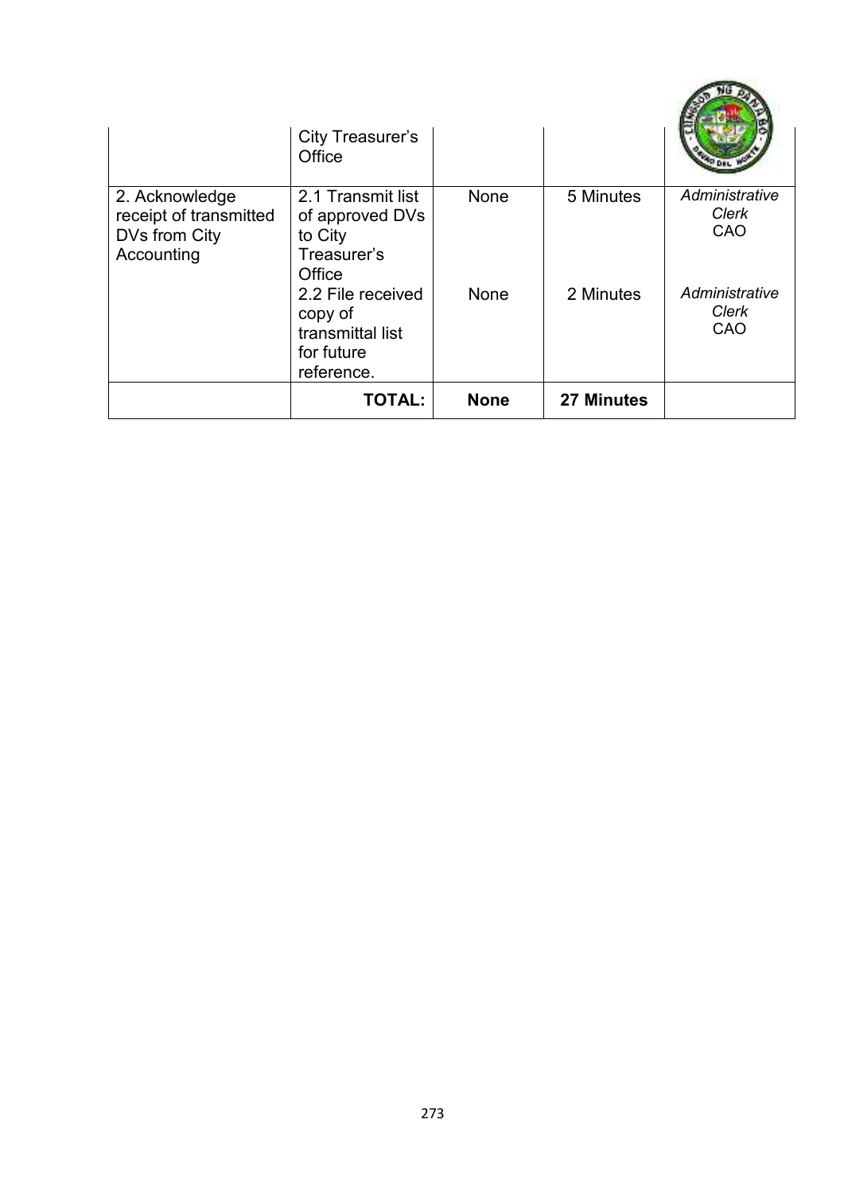| | City Treasurer's Office | | | |
|---|---|---|---|---|
| 2. Acknowledge receipt of transmitted DVs from City Accounting | 2.1 Transmit list of approved DVs to City Treasurer's Office | None | 5 Minutes | *Administrative Clerk* CAO |
| | 2.2 File received copy of transmittal list for future reference. | None | 2 Minutes | *Administrative Clerk* CAO |
| | **TOTAL:** | **None** | **27 Minutes** | |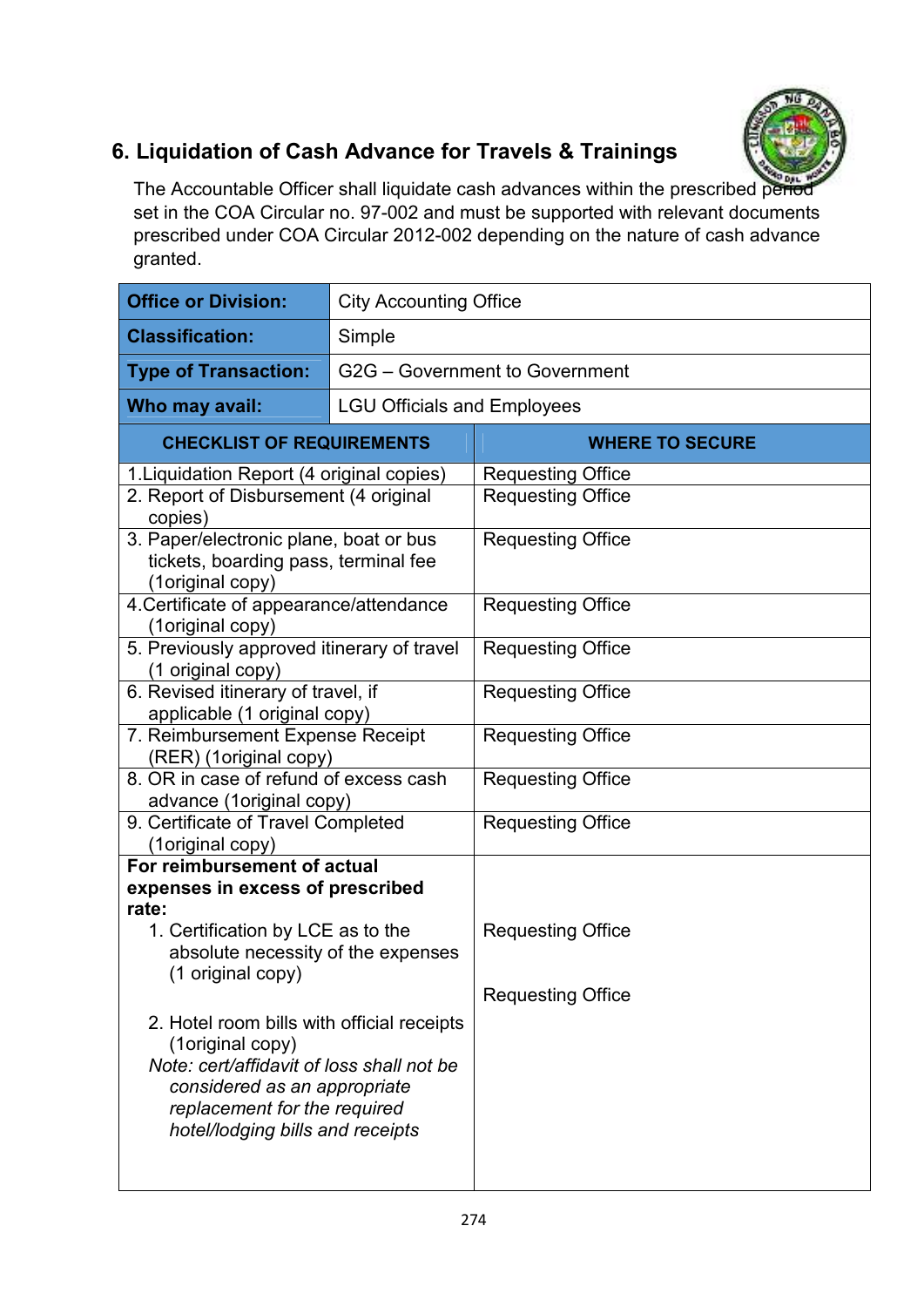## 6. Liquidation of Cash Advance for Travels & Trainings

The Accountable Officer shall liquidate cash advances within the prescribed period set in the COA Circular no. 97-002 and must be supported with relevant documents prescribed under COA Circular 2012-002 depending on the nature of cash advance granted.

| **Office or Division:** | City Accounting Office |
|---|---|
| **Classification:** | Simple |
| **Type of Transaction:** | G2G – Government to Government |
| **Who may avail:** | LGU Officials and Employees |

| CHECKLIST OF REQUIREMENTS | WHERE TO SECURE |
|---|---|
| 1.Liquidation Report (4 original copies) | Requesting Office |
| 2. Report of Disbursement (4 original copies) | Requesting Office |
| 3. Paper/electronic plane, boat or bus tickets, boarding pass, terminal fee (1original copy) | Requesting Office |
| 4.Certificate of appearance/attendance (1original copy) | Requesting Office |
| 5. Previously approved itinerary of travel (1 original copy) | Requesting Office |
| 6. Revised itinerary of travel, if applicable (1 original copy) | Requesting Office |
| 7. Reimbursement Expense Receipt (RER) (1original copy) | Requesting Office |
| 8. OR in case of refund of excess cash advance (1original copy) | Requesting Office |
| 9. Certificate of Travel Completed (1original copy) | Requesting Office |
| **For reimbursement of actual expenses in excess of prescribed rate:** | |
| 1. Certification by LCE as to the absolute necessity of the expenses (1 original copy) | Requesting Office |
| 2. Hotel room bills with official receipts (1original copy) *Note: cert/affidavit of loss shall not be considered as an appropriate replacement for the required hotel/lodging bills and receipts* | Requesting Office |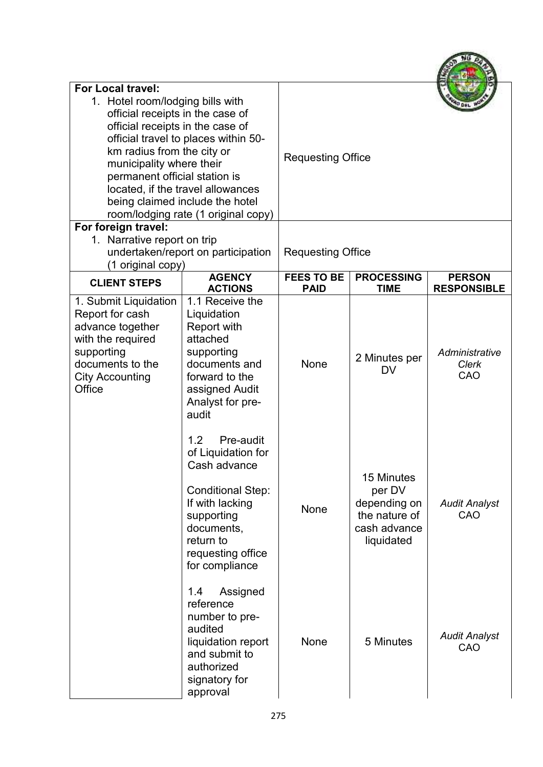| | | | | |
|---|---|---|---|---|
| **For Local travel:**<br>1. Hotel room/lodging bills with official receipts in the case of official receipts in the case of official travel to places within 50-km radius from the city or municipality where their permanent official station is located, if the travel allowances being claimed include the hotel room/lodging rate (1 original copy) | | Requesting Office | | |
| **For foreign travel:**<br>1. Narrative report on trip undertaken/report on participation (1 original copy) | | Requesting Office | | |
| **CLIENT STEPS** | **AGENCY ACTIONS** | **FEES TO BE PAID** | **PROCESSING TIME** | **PERSON RESPONSIBLE** |
| 1. Submit Liquidation Report for cash advance together with the required supporting documents to the City Accounting Office | 1.1 Receive the Liquidation Report with attached supporting documents and forward to the assigned Audit Analyst for pre-audit | None | 2 Minutes per DV | *Administrative Clerk* CAO |
| | 1.2 Pre-audit of Liquidation for Cash advance<br><br>Conditional Step: If with lacking supporting documents, return to requesting office for compliance | None | 15 Minutes per DV depending on the nature of cash advance liquidated | *Audit Analyst* CAO |
| | 1.4 Assigned reference number to pre-audited liquidation report and submit to authorized signatory for approval | None | 5 Minutes | *Audit Analyst* CAO |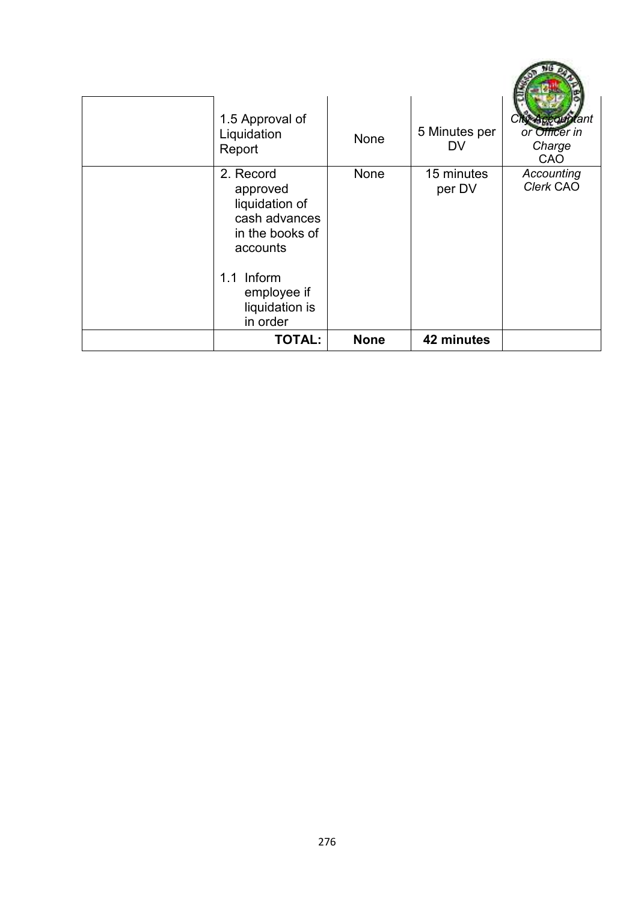| | | | | |
|---|---|---|---|---|
| | 1.5 Approval of Liquidation Report | None | 5 Minutes per DV | *City Accountant or Officer in Charge* CAO |
| | 2. Record approved liquidation of cash advances in the books of accounts<br><br>1.1 Inform employee if liquidation is in order | None | 15 minutes per DV | *Accounting Clerk* CAO |
| | **TOTAL:** | **None** | **42 minutes** | |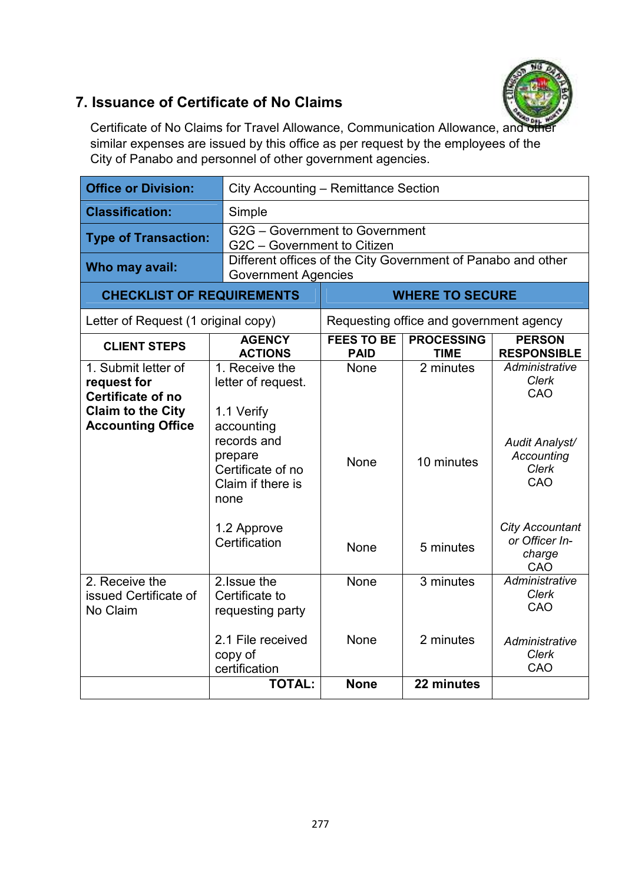## 7. Issuance of Certificate of No Claims

Certificate of No Claims for Travel Allowance, Communication Allowance, and other similar expenses are issued by this office as per request by the employees of the City of Panabo and personnel of other government agencies.

| **Office or Division:** | City Accounting – Remittance Section |
|---|---|
| **Classification:** | Simple |
| **Type of Transaction:** | G2G – Government to Government<br>G2C – Government to Citizen |
| **Who may avail:** | Different offices of the City Government of Panabo and other Government Agencies |

| **CHECKLIST OF REQUIREMENTS** | **WHERE TO SECURE** |
|---|---|
| Letter of Request (1 original copy) | Requesting office and government agency |

| **CLIENT STEPS** | **AGENCY ACTIONS** | **FEES TO BE PAID** | **PROCESSING TIME** | **PERSON RESPONSIBLE** |
|---|---|---|---|---|
| 1. Submit letter of **request for Certificate of no Claim to the City Accounting Office** | 1. Receive the letter of request. | None | 2 minutes | *Administrative Clerk* CAO |
| | 1.1 Verify accounting records and prepare Certificate of no Claim if there is none | None | 10 minutes | *Audit Analyst/ Accounting Clerk* CAO |
| | 1.2 Approve Certification | None | 5 minutes | *City Accountant or Officer In-charge* CAO |
| 2. Receive the issued Certificate of No Claim | 2.Issue the Certificate to requesting party | None | 3 minutes | *Administrative Clerk* CAO |
| | 2.1 File received copy of certification | None | 2 minutes | *Administrative Clerk* CAO |
| | **TOTAL:** | **None** | **22 minutes** | |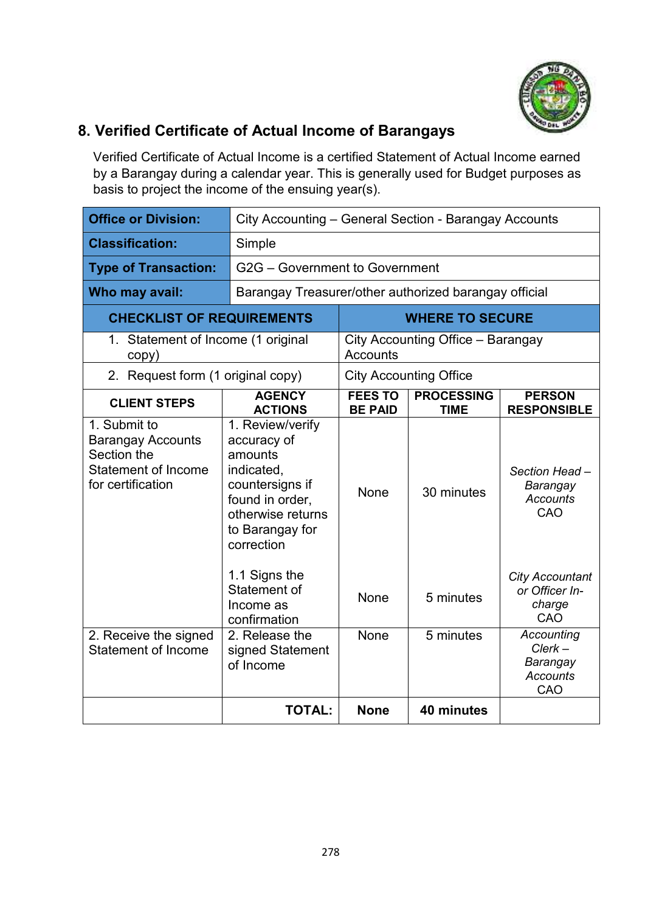## 8. Verified Certificate of Actual Income of Barangays

Verified Certificate of Actual Income is a certified Statement of Actual Income earned by a Barangay during a calendar year. This is generally used for Budget purposes as basis to project the income of the ensuing year(s).

| | |
|---|---|
| **Office or Division:** | City Accounting – General Section - Barangay Accounts |
| **Classification:** | Simple |
| **Type of Transaction:** | G2G – Government to Government |
| **Who may avail:** | Barangay Treasurer/other authorized barangay official |

| CHECKLIST OF REQUIREMENTS | WHERE TO SECURE |
|---|---|
| 1. Statement of Income (1 original copy) | City Accounting Office – Barangay Accounts |
| 2. Request form (1 original copy) | City Accounting Office |

| CLIENT STEPS | AGENCY ACTIONS | FEES TO BE PAID | PROCESSING TIME | PERSON RESPONSIBLE |
|---|---|---|---|---|
| 1. Submit to Barangay Accounts Section the Statement of Income for certification | 1. Review/verify accuracy of amounts indicated, countersigns if found in order, otherwise returns to Barangay for correction | None | 30 minutes | *Section Head – Barangay Accounts* CAO |
| | 1.1 Signs the Statement of Income as confirmation | None | 5 minutes | *City Accountant or Officer In-charge* CAO |
| 2. Receive the signed Statement of Income | 2. Release the signed Statement of Income | None | 5 minutes | *Accounting Clerk – Barangay Accounts* CAO |
| | **TOTAL:** | **None** | **40 minutes** | |